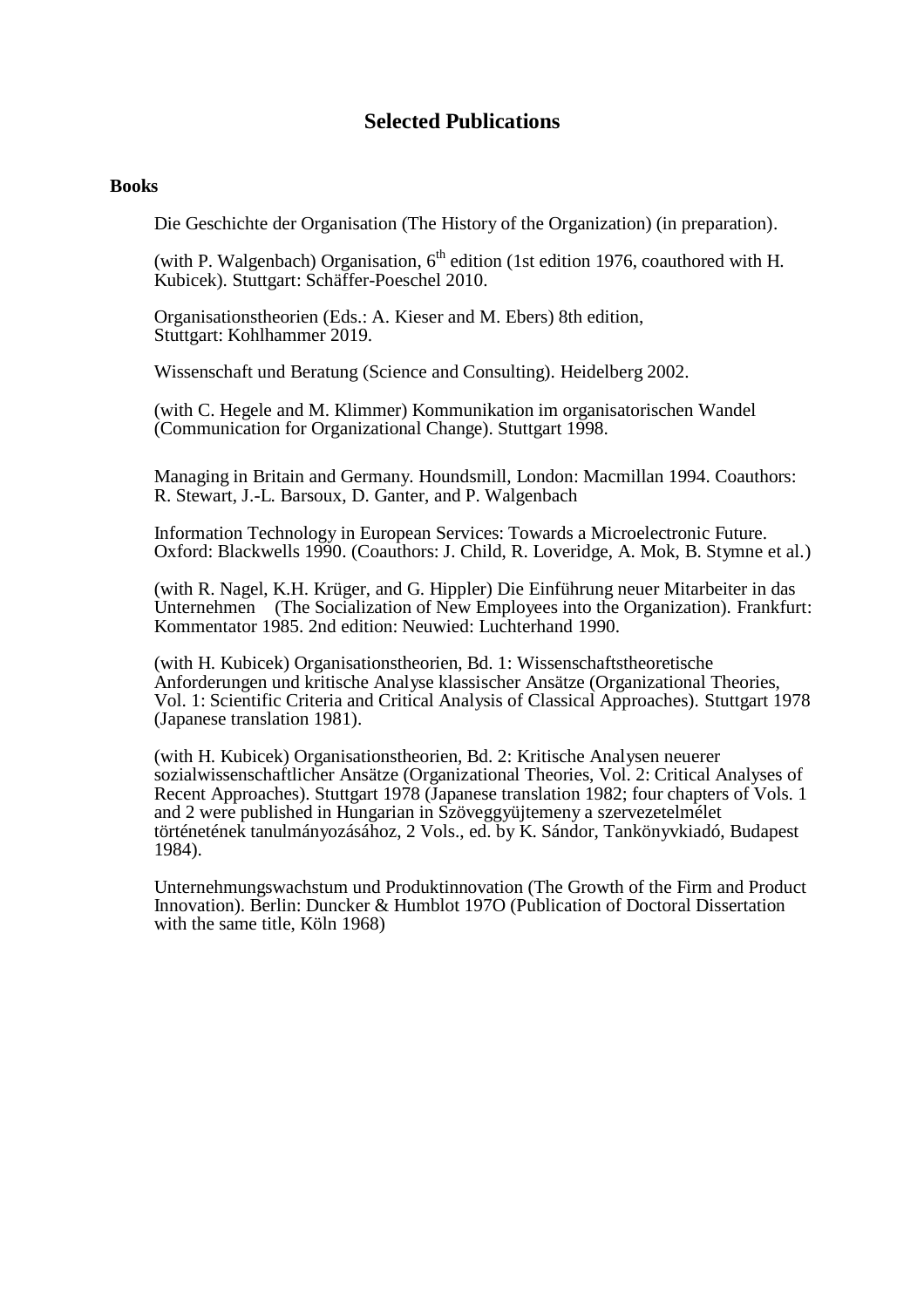# Selected Publications

## Books

Die Geschichte der Organisation (The History of the Organization) (in preparation).

(with P. Walgenbach) Organisation, 6th edition (1st edition 1976, coauthored with H. Kubicek). Stuttgart: Schäffer-Poeschel 2010.

Organisationstheorien (Eds.: A. Kieser and M. Ebers) 8th edition, Stuttgart: Kohlhammer 2019.

Wissenschaft und Beratung (Science and Consulting). Heidelberg 2002.

(with C. Hegele and M. Klimmer) Kommunikation im organisatorischen Wandel (Communication for Organizational Change). Stuttgart 1998.

Managing in Britain and Germany. Houndsmill, London: Macmillan 1994. Coauthors: R. Stewart, J.-L. Barsoux, D. Ganter, and P. Walgenbach

Information Technology in European Services: Towards a Microelectronic Future. Oxford: Blackwells 1990. (Coauthors: J. Child, R. Loveridge, A. Mok, B. Stymne et al.)

(with R. Nagel, K.H. Krüger, and G. Hippler) Die Einführung neuer Mitarbeiter in das Unternehmen (The Socialization of New Employees into the Organization). Frankfurt: Kommentator 1985. 2nd edition: Neuwied: Luchterhand 1990.

(with H. Kubicek) Organisationstheorien, Bd. 1: Wissenschaftstheoretische Anforderungen und kritische Analyse klassischer Ansätze (Organizational Theories, Vol. 1: Scientific Criteria and Critical Analysis of Classical Approaches). Stuttgart 1978 (Japanese translation 1981).

(with H. Kubicek) Organisationstheorien, Bd. 2: Kritische Analysen neuerer sozialwissenschaftlicher Ansätze (Organizational Theories, Vol. 2: Critical Analyses of Recent Approaches). Stuttgart 1978 (Japanese translation 1982; four chapters of Vols. 1 and 2 were published in Hungarian in Szöveggyüjtemeny a szervezetelmélet történetének tanulmányozásához, 2 Vols., ed. by K. Sándor, Tankönyvkiadó, Budapest 1984).

Unternehmungswachstum und Produktinnovation (The Growth of the Firm and Product Innovation). Berlin: Duncker & Humblot 197O (Publication of Doctoral Dissertation with the same title, Köln 1968)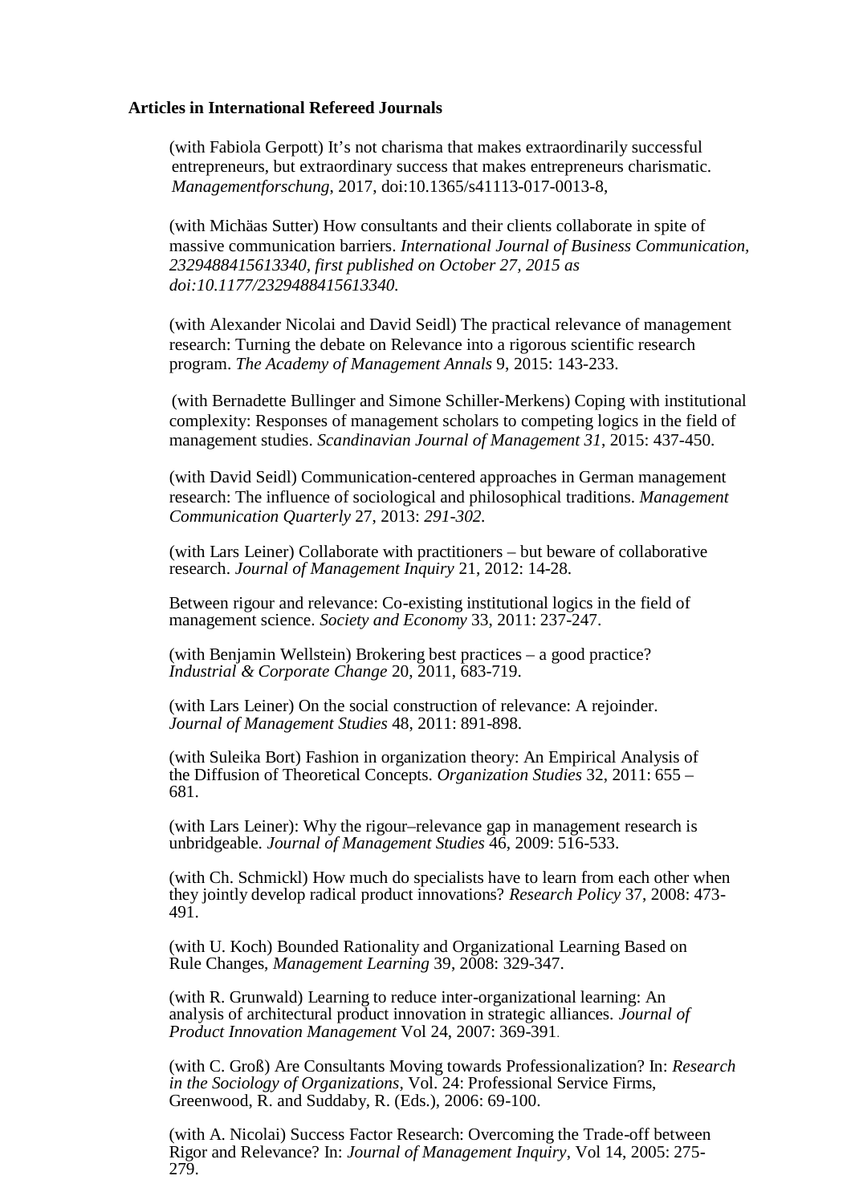**Articles in International Refereed Journals**

(with Fabiola Gerpott) It's not charisma that makes extraordinarily successful entrepreneurs, but extraordinary success that makes entrepreneurs charismatic. *Managementforschung*, 2017, doi:10.1365/s41113-017-0013-8,

(with Michäas Sutter) How consultants and their clients collaborate in spite of massive communication barriers. *International Journal of Business Communication, 2329488415613340, first published on October 27, 2015 as doi:10.1177/2329488415613340.*

(with Alexander Nicolai and David Seidl) The practical relevance of management research: Turning the debate on Relevance into a rigorous scientific research program. *The Academy of Management Annals* 9, 2015: 143-233.

(with Bernadette Bullinger and Simone Schiller-Merkens) Coping with institutional complexity: Responses of management scholars to competing logics in the field of management studies. *Scandinavian Journal of Management 31*, 2015: 437-450.

(with David Seidl) Communication-centered approaches in German management research: The influence of sociological and philosophical traditions. *Management Communication Quarterly* 27, 2013: *291-302.*

(with Lars Leiner) Collaborate with practitioners – but beware of collaborative research. *Journal of Management Inquiry* 21, 2012: 14-28.

Between rigour and relevance: Co-existing institutional logics in the field of management science. *Society and Economy* 33, 2011: 237-247.

(with Benjamin Wellstein) Brokering best practices – a good practice? *Industrial & Corporate Change* 20, 2011, 683-719.

(with Lars Leiner) On the social construction of relevance: A rejoinder. *Journal of Management Studies* 48, 2011: 891-898.

(with Suleika Bort) Fashion in organization theory: An Empirical Analysis of the Diffusion of Theoretical Concepts. *Organization Studies* 32, 2011: 655 – 681.

(with Lars Leiner): Why the rigour–relevance gap in management research is unbridgeable. *Journal of Management Studies* 46, 2009: 516-533.

(with Ch. Schmickl) How much do specialists have to learn from each other when they jointly develop radical product innovations? *Research Policy* 37, 2008: 473-491.

(with U. Koch) Bounded Rationality and Organizational Learning Based on Rule Changes, *Management Learning* 39, 2008: 329-347.

(with R. Grunwald) Learning to reduce inter-organizational learning: An analysis of architectural product innovation in strategic alliances. *Journal of Product Innovation Management* Vol 24, 2007: 369-391.

(with C. Groß) Are Consultants Moving towards Professionalization? In: *Research in the Sociology of Organizations*, Vol. 24: Professional Service Firms, Greenwood, R. and Suddaby, R. (Eds.), 2006: 69-100.

(with A. Nicolai) Success Factor Research: Overcoming the Trade-off between Rigor and Relevance? In: *Journal of Management Inquiry*, Vol 14, 2005: 275-279.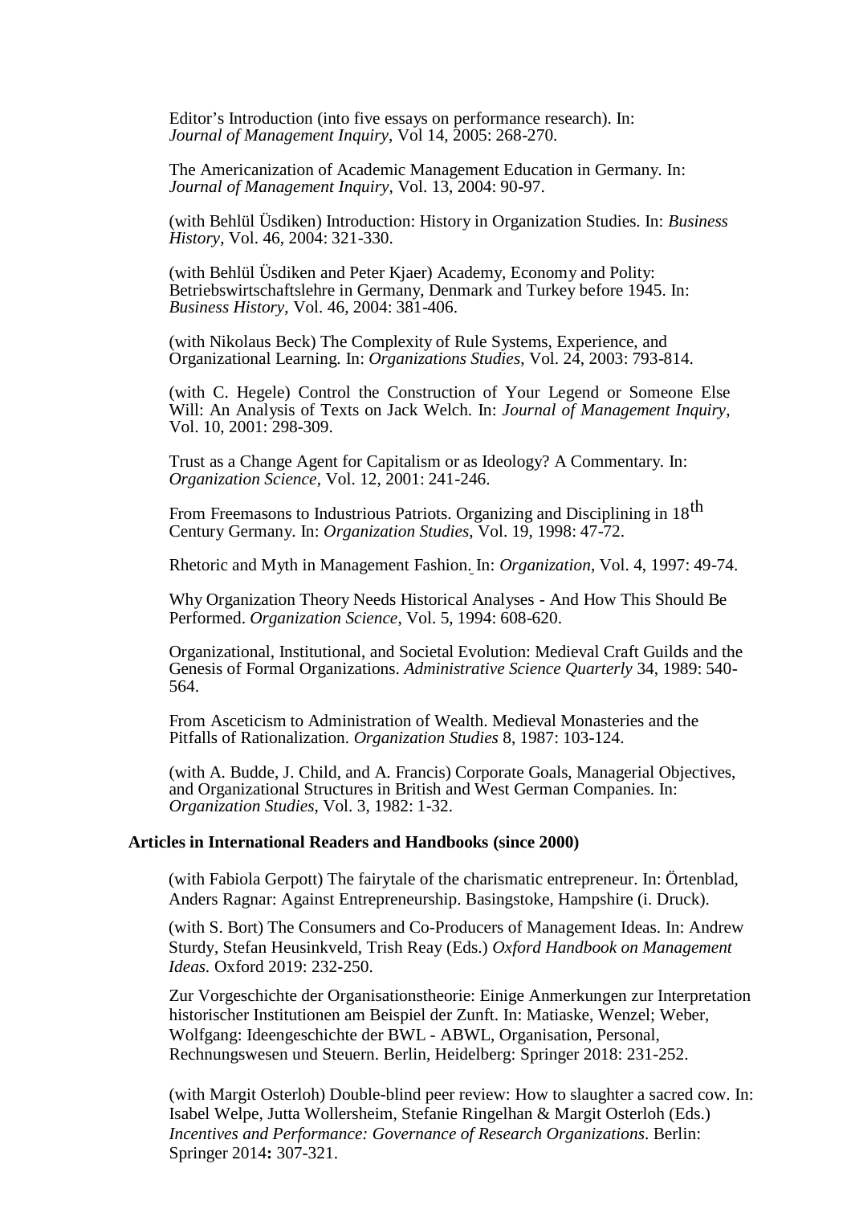Editor's Introduction (into five essays on performance research). In: *Journal of Management Inquiry*, Vol 14, 2005: 268-270.

The Americanization of Academic Management Education in Germany. In: *Journal of Management Inquiry*, Vol. 13, 2004: 90-97.

(with Behlül Üsdiken) Introduction: History in Organization Studies. In: *Business History*, Vol. 46, 2004: 321-330.

(with Behlül Üsdiken and Peter Kjaer) Academy, Economy and Polity: Betriebswirtschaftslehre in Germany, Denmark and Turkey before 1945. In: *Business History*, Vol. 46, 2004: 381-406.

(with Nikolaus Beck) The Complexity of Rule Systems, Experience, and Organizational Learning. In: *Organizations Studies*, Vol. 24, 2003: 793-814.

(with C. Hegele) Control the Construction of Your Legend or Someone Else Will: An Analysis of Texts on Jack Welch. In: *Journal of Management Inquiry*, Vol. 10, 2001: 298-309.

Trust as a Change Agent for Capitalism or as Ideology? A Commentary. In: *Organization Science*, Vol. 12, 2001: 241-246.

From Freemasons to Industrious Patriots. Organizing and Disciplining in 18th Century Germany. In: *Organization Studies*, Vol. 19, 1998: 47-72.

Rhetoric and Myth in Management Fashion. In: *Organization*, Vol. 4, 1997: 49-74.

Why Organization Theory Needs Historical Analyses - And How This Should Be Performed. *Organization Science*, Vol. 5, 1994: 608-620.

Organizational, Institutional, and Societal Evolution: Medieval Craft Guilds and the Genesis of Formal Organizations. *Administrative Science Quarterly* 34, 1989: 540-564.

From Asceticism to Administration of Wealth. Medieval Monasteries and the Pitfalls of Rationalization. *Organization Studies* 8, 1987: 103-124.

(with A. Budde, J. Child, and A. Francis) Corporate Goals, Managerial Objectives, and Organizational Structures in British and West German Companies. In: *Organization Studies*, Vol. 3, 1982: 1-32.

### Articles in International Readers and Handbooks (since 2000)

(with Fabiola Gerpott) The fairytale of the charismatic entrepreneur. In: Örtenblad, Anders Ragnar: Against Entrepreneurship. Basingstoke, Hampshire (i. Druck).

(with S. Bort) The Consumers and Co-Producers of Management Ideas. In: Andrew Sturdy, Stefan Heusinkveld, Trish Reay (Eds.) *Oxford Handbook on Management Ideas.* Oxford 2019: 232-250.

Zur Vorgeschichte der Organisationstheorie: Einige Anmerkungen zur Interpretation historischer Institutionen am Beispiel der Zunft. In: Matiaske, Wenzel; Weber, Wolfgang: Ideengeschichte der BWL - ABWL, Organisation, Personal, Rechnungswesen und Steuern. Berlin, Heidelberg: Springer 2018: 231-252.

(with Margit Osterloh) Double-blind peer review: How to slaughter a sacred cow. In: Isabel Welpe, Jutta Wollersheim, Stefanie Ringelhan & Margit Osterloh (Eds.) *Incentives and Performance: Governance of Research Organizations*. Berlin: Springer 2014**:** 307-321.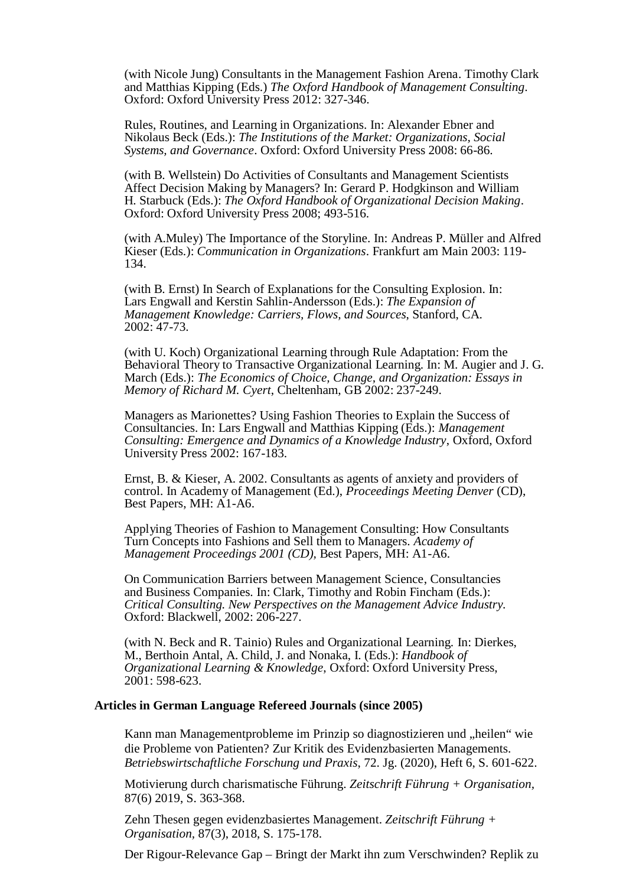(with Nicole Jung) Consultants in the Management Fashion Arena. Timothy Clark and Matthias Kipping (Eds.) *The Oxford Handbook of Management Consulting*. Oxford: Oxford University Press 2012: 327-346.

Rules, Routines, and Learning in Organizations. In: Alexander Ebner and Nikolaus Beck (Eds.): *The Institutions of the Market: Organizations, Social Systems, and Governance*. Oxford: Oxford University Press 2008: 66-86.

(with B. Wellstein) Do Activities of Consultants and Management Scientists Affect Decision Making by Managers? In: Gerard P. Hodgkinson and William H. Starbuck (Eds.): *The Oxford Handbook of Organizational Decision Making*. Oxford: Oxford University Press 2008; 493-516.

(with A.Muley) The Importance of the Storyline. In: Andreas P. Müller and Alfred Kieser (Eds.): *Communication in Organizations*. Frankfurt am Main 2003: 119-134.

(with B. Ernst) In Search of Explanations for the Consulting Explosion. In: Lars Engwall and Kerstin Sahlin-Andersson (Eds.): *The Expansion of Management Knowledge: Carriers, Flows, and Sources*, Stanford, CA. 2002: 47-73.

(with U. Koch) Organizational Learning through Rule Adaptation: From the Behavioral Theory to Transactive Organizational Learning. In: M. Augier and J. G. March (Eds.): *The Economics of Choice, Change, and Organization: Essays in Memory of Richard M. Cyert*, Cheltenham, GB 2002: 237-249.

Managers as Marionettes? Using Fashion Theories to Explain the Success of Consultancies. In: Lars Engwall and Matthias Kipping (Eds.): *Management Consulting: Emergence and Dynamics of a Knowledge Industry*, Oxford, Oxford University Press 2002: 167-183.

Ernst, B. & Kieser, A. 2002. Consultants as agents of anxiety and providers of control. In Academy of Management (Ed.), *Proceedings Meeting Denver* (CD), Best Papers, MH: A1-A6.

Applying Theories of Fashion to Management Consulting: How Consultants Turn Concepts into Fashions and Sell them to Managers. *Academy of Management Proceedings 2001 (CD)*, Best Papers, MH: A1-A6.

On Communication Barriers between Management Science, Consultancies and Business Companies. In: Clark, Timothy and Robin Fincham (Eds.): *Critical Consulting. New Perspectives on the Management Advice Industry.* Oxford: Blackwell, 2002: 206-227.

(with N. Beck and R. Tainio) Rules and Organizational Learning. In: Dierkes, M., Berthoin Antal, A. Child, J. and Nonaka, I. (Eds.): *Handbook of Organizational Learning & Knowledge*, Oxford: Oxford University Press, 2001: 598-623.

## Articles in German Language Refereed Journals (since 2005)

Kann man Managementprobleme im Prinzip so diagnostizieren und „heilen" wie die Probleme von Patienten? Zur Kritik des Evidenzbasierten Managements. *Betriebswirtschaftliche Forschung und Praxis*, 72. Jg. (2020), Heft 6, S. 601-622.

Motivierung durch charismatische Führung. *Zeitschrift Führung + Organisation*, 87(6) 2019, S. 363-368.

Zehn Thesen gegen evidenzbasiertes Management. *Zeitschrift Führung + Organisation*, 87(3), 2018, S. 175-178.

Der Rigour-Relevance Gap – Bringt der Markt ihn zum Verschwinden? Replik zu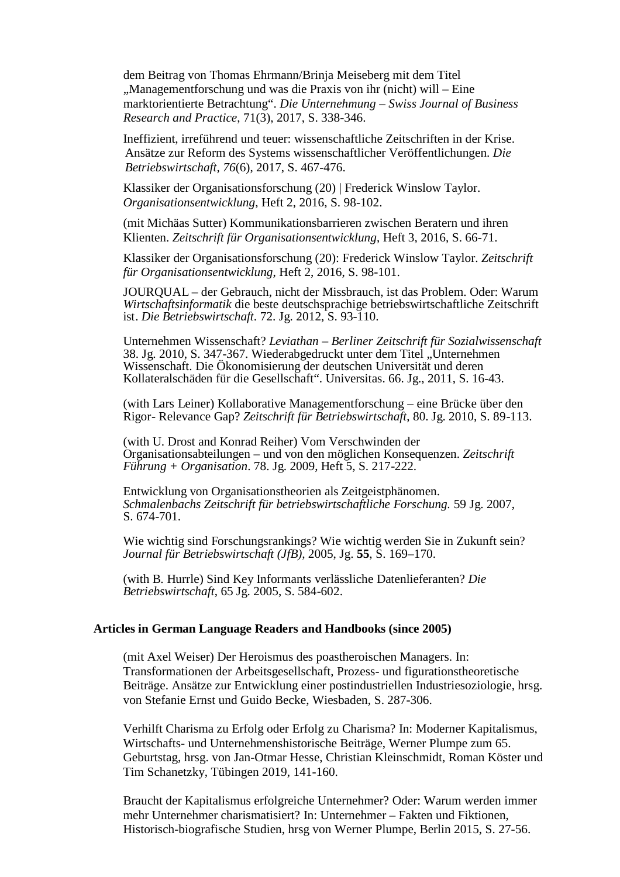dem Beitrag von Thomas Ehrmann/Brinja Meiseberg mit dem Titel „Managementforschung und was die Praxis von ihr (nicht) will – Eine marktorientierte Betrachtung". *Die Unternehmung – Swiss Journal of Business Research and Practice*, 71(3), 2017, S. 338-346.

Ineffizient, irreführend und teuer: wissenschaftliche Zeitschriften in der Krise. Ansätze zur Reform des Systems wissenschaftlicher Veröffentlichungen. *Die Betriebswirtschaft*, *76*(6), 2017, S. 467-476.

Klassiker der Organisationsforschung (20) | Frederick Winslow Taylor. *Organisationsentwicklung*, Heft 2, 2016, S. 98-102.

(mit Michäas Sutter) Kommunikationsbarrieren zwischen Beratern und ihren Klienten. *Zeitschrift für Organisationsentwicklung*, Heft 3, 2016, S. 66-71.

Klassiker der Organisationsforschung (20): Frederick Winslow Taylor. *Zeitschrift für Organisationsentwicklung*, Heft 2, 2016, S. 98-101.

JOURQUAL – der Gebrauch, nicht der Missbrauch, ist das Problem. Oder: Warum *Wirtschaftsinformatik* die beste deutschsprachige betriebswirtschaftliche Zeitschrift ist. *Die Betriebswirtschaft*. 72. Jg. 2012, S. 93-110.

Unternehmen Wissenschaft? *Leviathan – Berliner Zeitschrift für Sozialwissenschaft* 38. Jg. 2010, S. 347-367. Wiederabgedruckt unter dem Titel „Unternehmen Wissenschaft. Die Ökonomisierung der deutschen Universität und deren Kollateralschäden für die Gesellschaft". Universitas. 66. Jg., 2011, S. 16-43.

(with Lars Leiner) Kollaborative Managementforschung – eine Brücke über den Rigor- Relevance Gap? *Zeitschrift für Betriebswirtschaft*, 80. Jg. 2010, S. 89-113.

(with U. Drost and Konrad Reiher) Vom Verschwinden der Organisationsabteilungen – und von den möglichen Konsequenzen. *Zeitschrift Führung + Organisation*. 78. Jg. 2009, Heft 5, S. 217-222.

Entwicklung von Organisationstheorien als Zeitgeistphänomen. *Schmalenbachs Zeitschrift für betriebswirtschaftliche Forschung.* 59 Jg. 2007, S. 674-701.

Wie wichtig sind Forschungsrankings? Wie wichtig werden Sie in Zukunft sein? *Journal für Betriebswirtschaft (JfB)*, 2005, Jg. **55**, S. 169–170.

(with B. Hurrle) Sind Key Informants verlässliche Datenlieferanten? *Die Betriebswirtschaft*, 65 Jg. 2005, S. 584-602.

## Articles in German Language Readers and Handbooks (since 2005)

(mit Axel Weiser) Der Heroismus des poastheroischen Managers. In: Transformationen der Arbeitsgesellschaft, Prozess- und figurationstheoretische Beiträge. Ansätze zur Entwicklung einer postindustriellen Industriesoziologie, hrsg. von Stefanie Ernst und Guido Becke, Wiesbaden, S. 287-306.

Verhilft Charisma zu Erfolg oder Erfolg zu Charisma? In: Moderner Kapitalismus, Wirtschafts- und Unternehmenshistorische Beiträge, Werner Plumpe zum 65. Geburtstag, hrsg. von Jan-Otmar Hesse, Christian Kleinschmidt, Roman Köster und Tim Schanetzky, Tübingen 2019, 141-160.

Braucht der Kapitalismus erfolgreiche Unternehmer? Oder: Warum werden immer mehr Unternehmer charismatisiert? In: Unternehmer – Fakten und Fiktionen, Historisch-biografische Studien, hrsg von Werner Plumpe, Berlin 2015, S. 27-56.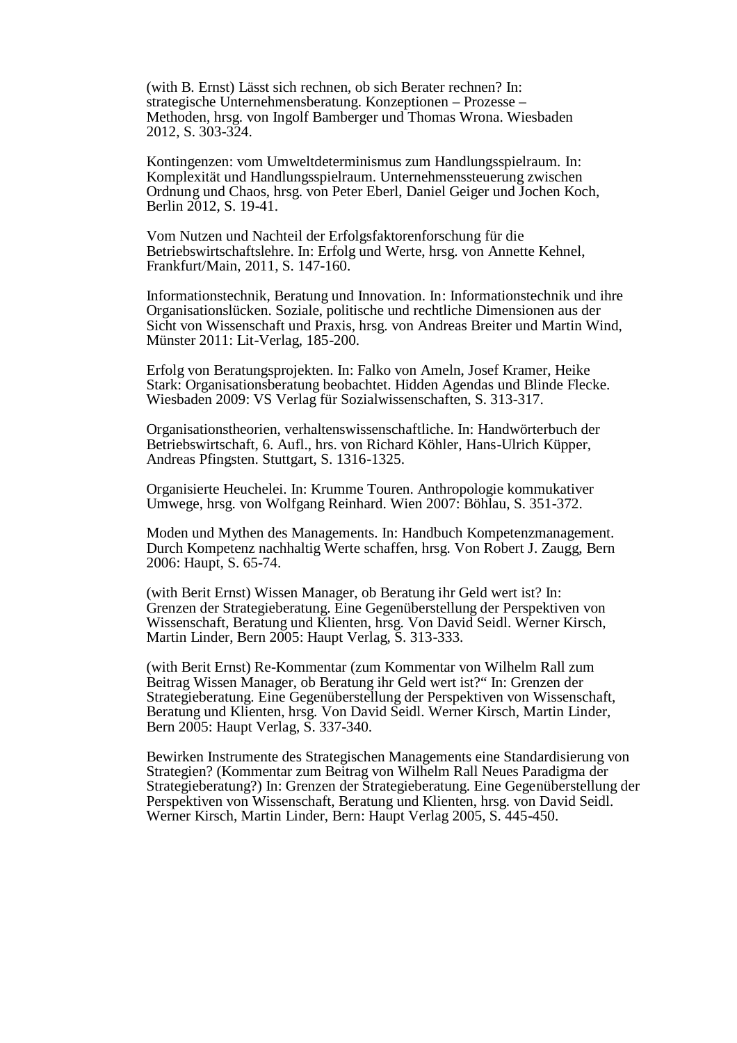(with B. Ernst) Lässt sich rechnen, ob sich Berater rechnen? In: strategische Unternehmensberatung. Konzeptionen – Prozesse – Methoden, hrsg. von Ingolf Bamberger und Thomas Wrona. Wiesbaden 2012, S. 303-324.

Kontingenzen: vom Umweltdeterminismus zum Handlungsspielraum. In: Komplexität und Handlungsspielraum. Unternehmenssteuerung zwischen Ordnung und Chaos, hrsg. von Peter Eberl, Daniel Geiger und Jochen Koch, Berlin 2012, S. 19-41.

Vom Nutzen und Nachteil der Erfolgsfaktorenforschung für die Betriebswirtschaftslehre. In: Erfolg und Werte, hrsg. von Annette Kehnel, Frankfurt/Main, 2011, S. 147-160.

Informationstechnik, Beratung und Innovation. In: Informationstechnik und ihre Organisationslücken. Soziale, politische und rechtliche Dimensionen aus der Sicht von Wissenschaft und Praxis, hrsg. von Andreas Breiter und Martin Wind, Münster 2011: Lit-Verlag, 185-200.

Erfolg von Beratungsprojekten. In: Falko von Ameln, Josef Kramer, Heike Stark: Organisationsberatung beobachtet. Hidden Agendas und Blinde Flecke. Wiesbaden 2009: VS Verlag für Sozialwissenschaften, S. 313-317.

Organisationstheorien, verhaltenswissenschaftliche. In: Handwörterbuch der Betriebswirtschaft, 6. Aufl., hrs. von Richard Köhler, Hans-Ulrich Küpper, Andreas Pfingsten. Stuttgart, S. 1316-1325.

Organisierte Heuchelei. In: Krumme Touren. Anthropologie kommukativer Umwege, hrsg. von Wolfgang Reinhard. Wien 2007: Böhlau, S. 351-372.

Moden und Mythen des Managements. In: Handbuch Kompetenzmanagement. Durch Kompetenz nachhaltig Werte schaffen, hrsg. Von Robert J. Zaugg, Bern 2006: Haupt, S. 65-74.

(with Berit Ernst) Wissen Manager, ob Beratung ihr Geld wert ist? In: Grenzen der Strategieberatung. Eine Gegenüberstellung der Perspektiven von Wissenschaft, Beratung und Klienten, hrsg. Von David Seidl. Werner Kirsch, Martin Linder, Bern 2005: Haupt Verlag, S. 313-333.

(with Berit Ernst) Re-Kommentar (zum Kommentar von Wilhelm Rall zum Beitrag Wissen Manager, ob Beratung ihr Geld wert ist?“ In: Grenzen der Strategieberatung. Eine Gegenüberstellung der Perspektiven von Wissenschaft, Beratung und Klienten, hrsg. Von David Seidl. Werner Kirsch, Martin Linder, Bern 2005: Haupt Verlag, S. 337-340.

Bewirken Instrumente des Strategischen Managements eine Standardisierung von Strategien? (Kommentar zum Beitrag von Wilhelm Rall Neues Paradigma der Strategieberatung?) In: Grenzen der Strategieberatung. Eine Gegenüberstellung der Perspektiven von Wissenschaft, Beratung und Klienten, hrsg. von David Seidl. Werner Kirsch, Martin Linder, Bern: Haupt Verlag 2005, S. 445-450.